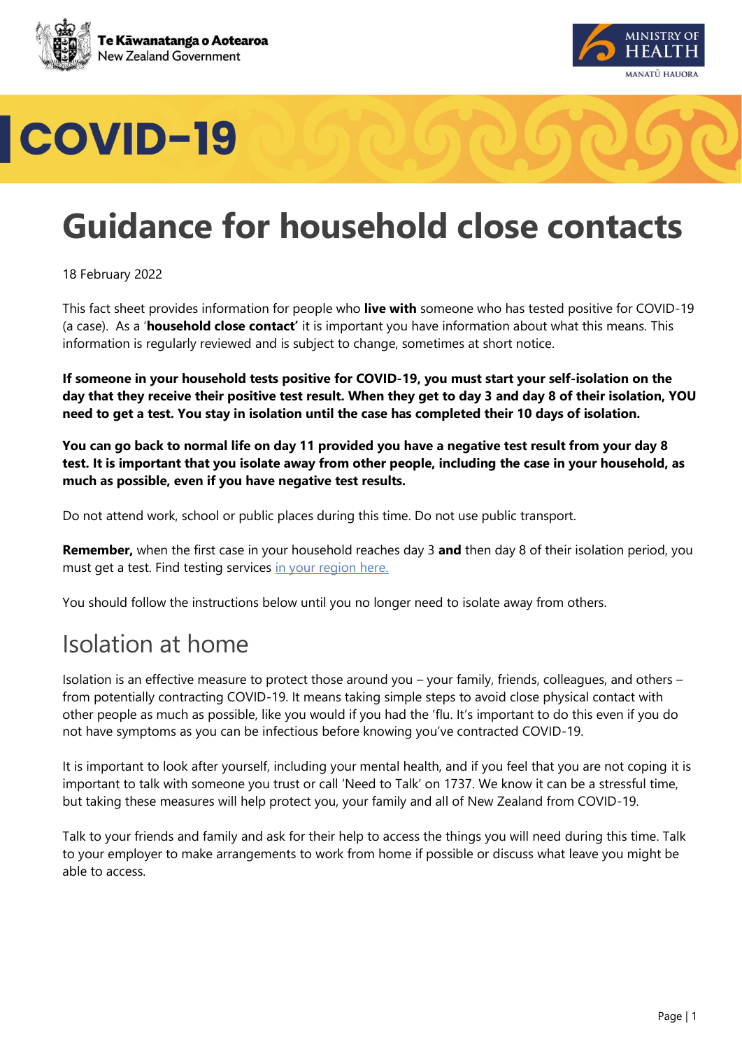Te Kāwanatanga o Aotearoa
New Zealand Government

MINISTRY OF HEALTH
MANATŪ HAUORA

# COVID-19

# Guidance for household close contacts

18 February 2022

This fact sheet provides information for people who **live with** someone who has tested positive for COVID-19 (a case). As a '**household close contact'** it is important you have information about what this means. This information is regularly reviewed and is subject to change, sometimes at short notice.

**If someone in your household tests positive for COVID-19, you must start your self-isolation on the day that they receive their positive test result. When they get to day 3 and day 8 of their isolation, YOU need to get a test. You stay in isolation until the case has completed their 10 days of isolation.**

**You can go back to normal life on day 11 provided you have a negative test result from your day 8 test. It is important that you isolate away from other people, including the case in your household, as much as possible, even if you have negative test results.**

Do not attend work, school or public places during this time. Do not use public transport.

**Remember,** when the first case in your household reaches day 3 **and** then day 8 of their isolation period, you must get a test. Find testing services in your region here.

You should follow the instructions below until you no longer need to isolate away from others.

## Isolation at home

Isolation is an effective measure to protect those around you – your family, friends, colleagues, and others – from potentially contracting COVID-19. It means taking simple steps to avoid close physical contact with other people as much as possible, like you would if you had the 'flu. It's important to do this even if you do not have symptoms as you can be infectious before knowing you've contracted COVID-19.

It is important to look after yourself, including your mental health, and if you feel that you are not coping it is important to talk with someone you trust or call 'Need to Talk' on 1737. We know it can be a stressful time, but taking these measures will help protect you, your family and all of New Zealand from COVID-19.

Talk to your friends and family and ask for their help to access the things you will need during this time. Talk to your employer to make arrangements to work from home if possible or discuss what leave you might be able to access.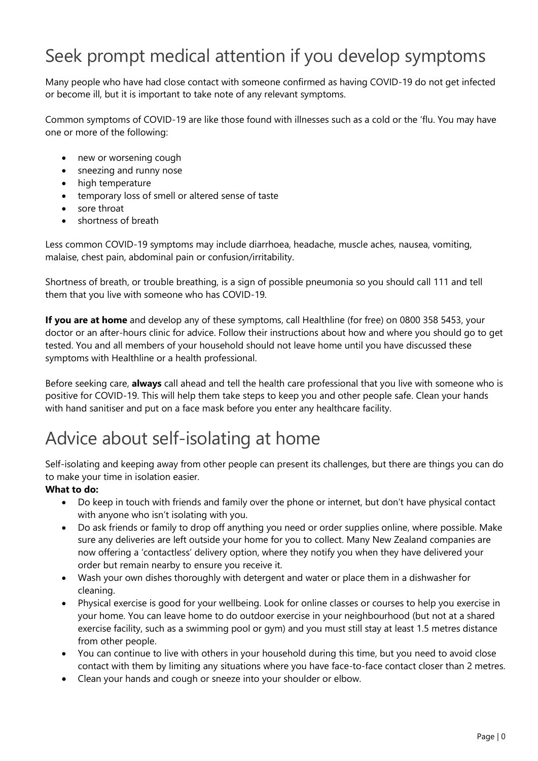# Seek prompt medical attention if you develop symptoms

Many people who have had close contact with someone confirmed as having COVID-19 do not get infected or become ill, but it is important to take note of any relevant symptoms.

Common symptoms of COVID-19 are like those found with illnesses such as a cold or the 'flu. You may have one or more of the following:

- new or worsening cough
- sneezing and runny nose
- high temperature
- temporary loss of smell or altered sense of taste
- sore throat
- shortness of breath

Less common COVID-19 symptoms may include diarrhoea, headache, muscle aches, nausea, vomiting, malaise, chest pain, abdominal pain or confusion/irritability.

Shortness of breath, or trouble breathing, is a sign of possible pneumonia so you should call 111 and tell them that you live with someone who has COVID-19.

**If you are at home** and develop any of these symptoms, call Healthline (for free) on 0800 358 5453, your doctor or an after-hours clinic for advice. Follow their instructions about how and where you should go to get tested. You and all members of your household should not leave home until you have discussed these symptoms with Healthline or a health professional.

Before seeking care, **always** call ahead and tell the health care professional that you live with someone who is positive for COVID-19. This will help them take steps to keep you and other people safe. Clean your hands with hand sanitiser and put on a face mask before you enter any healthcare facility.

# Advice about self-isolating at home

Self-isolating and keeping away from other people can present its challenges, but there are things you can do to make your time in isolation easier.

**What to do:**

- Do keep in touch with friends and family over the phone or internet, but don't have physical contact with anyone who isn't isolating with you.
- Do ask friends or family to drop off anything you need or order supplies online, where possible. Make sure any deliveries are left outside your home for you to collect. Many New Zealand companies are now offering a 'contactless' delivery option, where they notify you when they have delivered your order but remain nearby to ensure you receive it.
- Wash your own dishes thoroughly with detergent and water or place them in a dishwasher for cleaning.
- Physical exercise is good for your wellbeing. Look for online classes or courses to help you exercise in your home. You can leave home to do outdoor exercise in your neighbourhood (but not at a shared exercise facility, such as a swimming pool or gym) and you must still stay at least 1.5 metres distance from other people.
- You can continue to live with others in your household during this time, but you need to avoid close contact with them by limiting any situations where you have face-to-face contact closer than 2 metres.
- Clean your hands and cough or sneeze into your shoulder or elbow.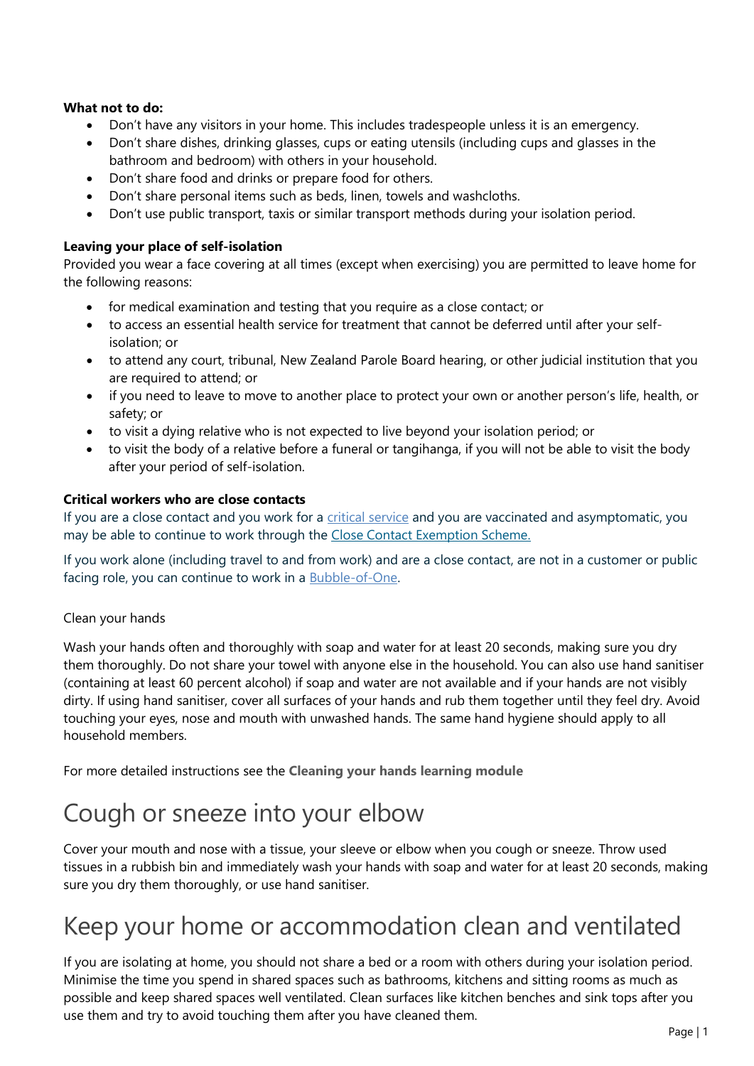**What not to do:**

- Don't have any visitors in your home. This includes tradespeople unless it is an emergency.
- Don't share dishes, drinking glasses, cups or eating utensils (including cups and glasses in the bathroom and bedroom) with others in your household.
- Don't share food and drinks or prepare food for others.
- Don't share personal items such as beds, linen, towels and washcloths.
- Don't use public transport, taxis or similar transport methods during your isolation period.

**Leaving your place of self-isolation**

Provided you wear a face covering at all times (except when exercising) you are permitted to leave home for the following reasons:

- for medical examination and testing that you require as a close contact; or
- to access an essential health service for treatment that cannot be deferred until after your self-isolation; or
- to attend any court, tribunal, New Zealand Parole Board hearing, or other judicial institution that you are required to attend; or
- if you need to leave to move to another place to protect your own or another person's life, health, or safety; or
- to visit a dying relative who is not expected to live beyond your isolation period; or
- to visit the body of a relative before a funeral or tangihanga, if you will not be able to visit the body after your period of self-isolation.

**Critical workers who are close contacts**

If you are a close contact and you work for a critical service and you are vaccinated and asymptomatic, you may be able to continue to work through the Close Contact Exemption Scheme.

If you work alone (including travel to and from work) and are a close contact, are not in a customer or public facing role, you can continue to work in a Bubble-of-One.

Clean your hands

Wash your hands often and thoroughly with soap and water for at least 20 seconds, making sure you dry them thoroughly. Do not share your towel with anyone else in the household. You can also use hand sanitiser (containing at least 60 percent alcohol) if soap and water are not available and if your hands are not visibly dirty. If using hand sanitiser, cover all surfaces of your hands and rub them together until they feel dry. Avoid touching your eyes, nose and mouth with unwashed hands. The same hand hygiene should apply to all household members.

For more detailed instructions see the **Cleaning your hands learning module**

# Cough or sneeze into your elbow

Cover your mouth and nose with a tissue, your sleeve or elbow when you cough or sneeze. Throw used tissues in a rubbish bin and immediately wash your hands with soap and water for at least 20 seconds, making sure you dry them thoroughly, or use hand sanitiser.

# Keep your home or accommodation clean and ventilated

If you are isolating at home, you should not share a bed or a room with others during your isolation period. Minimise the time you spend in shared spaces such as bathrooms, kitchens and sitting rooms as much as possible and keep shared spaces well ventilated. Clean surfaces like kitchen benches and sink tops after you use them and try to avoid touching them after you have cleaned them.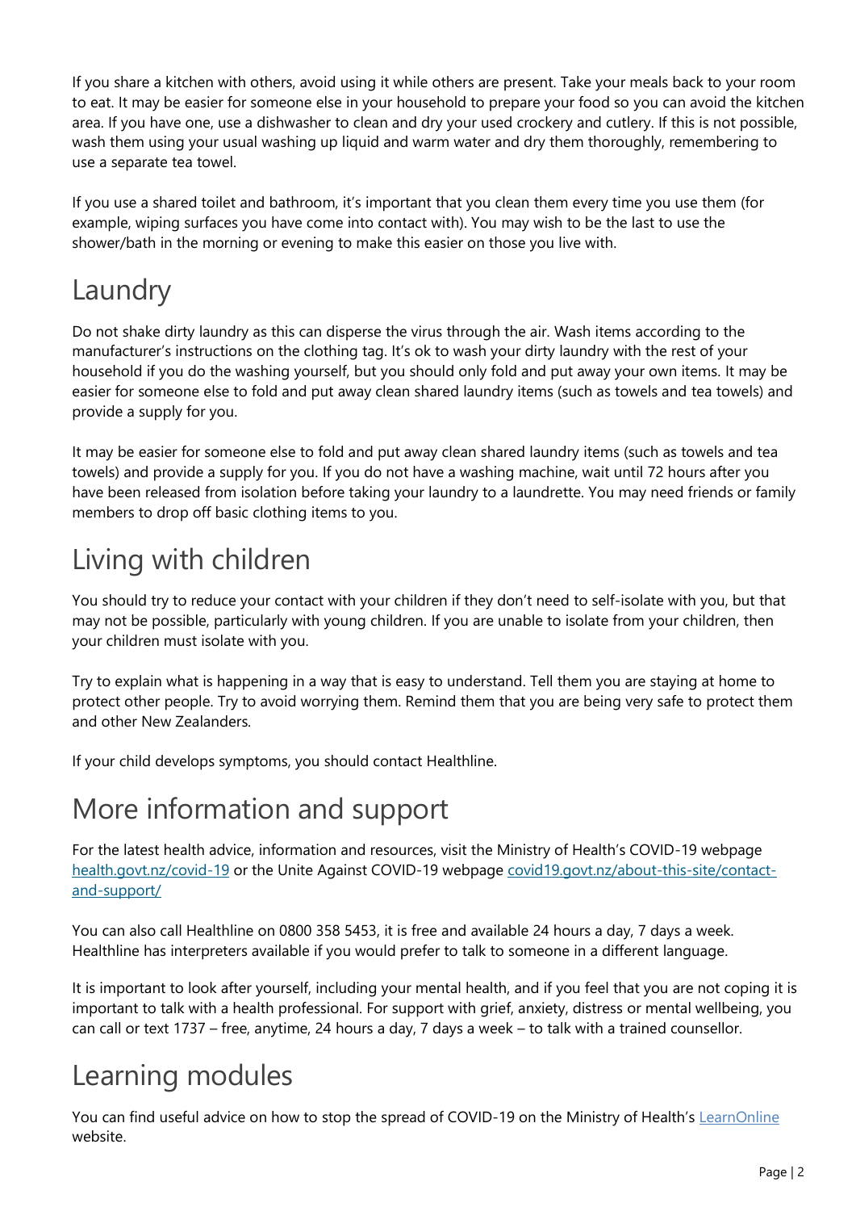If you share a kitchen with others, avoid using it while others are present. Take your meals back to your room to eat. It may be easier for someone else in your household to prepare your food so you can avoid the kitchen area. If you have one, use a dishwasher to clean and dry your used crockery and cutlery. If this is not possible, wash them using your usual washing up liquid and warm water and dry them thoroughly, remembering to use a separate tea towel.

If you use a shared toilet and bathroom, it's important that you clean them every time you use them (for example, wiping surfaces you have come into contact with). You may wish to be the last to use the shower/bath in the morning or evening to make this easier on those you live with.

## Laundry

Do not shake dirty laundry as this can disperse the virus through the air. Wash items according to the manufacturer's instructions on the clothing tag. It's ok to wash your dirty laundry with the rest of your household if you do the washing yourself, but you should only fold and put away your own items. It may be easier for someone else to fold and put away clean shared laundry items (such as towels and tea towels) and provide a supply for you.

It may be easier for someone else to fold and put away clean shared laundry items (such as towels and tea towels) and provide a supply for you. If you do not have a washing machine, wait until 72 hours after you have been released from isolation before taking your laundry to a laundrette. You may need friends or family members to drop off basic clothing items to you.

## Living with children

You should try to reduce your contact with your children if they don't need to self-isolate with you, but that may not be possible, particularly with young children. If you are unable to isolate from your children, then your children must isolate with you.

Try to explain what is happening in a way that is easy to understand. Tell them you are staying at home to protect other people. Try to avoid worrying them. Remind them that you are being very safe to protect them and other New Zealanders.

If your child develops symptoms, you should contact Healthline.

## More information and support

For the latest health advice, information and resources, visit the Ministry of Health's COVID-19 webpage [health.govt.nz/covid-19](health.govt.nz/covid-19) or the Unite Against COVID-19 webpage [covid19.govt.nz/about-this-site/contact-and-support/](covid19.govt.nz/about-this-site/contact-and-support/)

You can also call Healthline on 0800 358 5453, it is free and available 24 hours a day, 7 days a week. Healthline has interpreters available if you would prefer to talk to someone in a different language.

It is important to look after yourself, including your mental health, and if you feel that you are not coping it is important to talk with a health professional. For support with grief, anxiety, distress or mental wellbeing, you can call or text 1737 – free, anytime, 24 hours a day, 7 days a week – to talk with a trained counsellor.

## Learning modules

You can find useful advice on how to stop the spread of COVID-19 on the Ministry of Health's LearnOnline website.